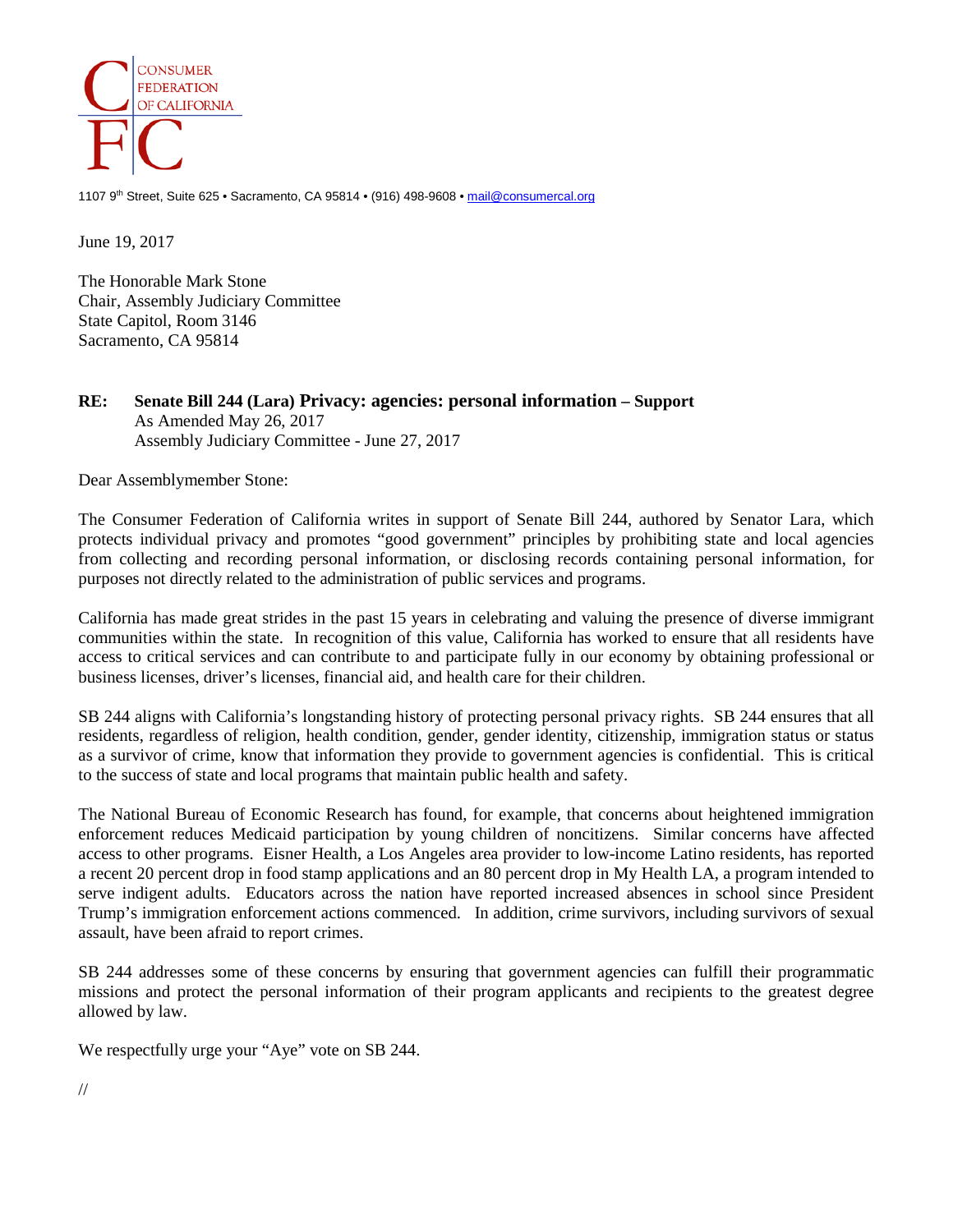CONSUMER FEDERATION OF CALIFORNIA

1107 9th Street, Suite 625 • Sacramento, CA 95814 • (916) 498-9608 • mail@consumercal.org

June 19, 2017

The Honorable Mark Stone
Chair, Assembly Judiciary Committee
State Capitol, Room 3146
Sacramento, CA 95814

**RE: Senate Bill 244 (Lara) Privacy: agencies: personal information – Support**
As Amended May 26, 2017
Assembly Judiciary Committee - June 27, 2017

Dear Assemblymember Stone:

The Consumer Federation of California writes in support of Senate Bill 244, authored by Senator Lara, which protects individual privacy and promotes "good government" principles by prohibiting state and local agencies from collecting and recording personal information, or disclosing records containing personal information, for purposes not directly related to the administration of public services and programs.

California has made great strides in the past 15 years in celebrating and valuing the presence of diverse immigrant communities within the state. In recognition of this value, California has worked to ensure that all residents have access to critical services and can contribute to and participate fully in our economy by obtaining professional or business licenses, driver's licenses, financial aid, and health care for their children.

SB 244 aligns with California's longstanding history of protecting personal privacy rights. SB 244 ensures that all residents, regardless of religion, health condition, gender, gender identity, citizenship, immigration status or status as a survivor of crime, know that information they provide to government agencies is confidential. This is critical to the success of state and local programs that maintain public health and safety.

The National Bureau of Economic Research has found, for example, that concerns about heightened immigration enforcement reduces Medicaid participation by young children of noncitizens. Similar concerns have affected access to other programs. Eisner Health, a Los Angeles area provider to low-income Latino residents, has reported a recent 20 percent drop in food stamp applications and an 80 percent drop in My Health LA, a program intended to serve indigent adults. Educators across the nation have reported increased absences in school since President Trump's immigration enforcement actions commenced. In addition, crime survivors, including survivors of sexual assault, have been afraid to report crimes.

SB 244 addresses some of these concerns by ensuring that government agencies can fulfill their programmatic missions and protect the personal information of their program applicants and recipients to the greatest degree allowed by law.

We respectfully urge your "Aye" vote on SB 244.

//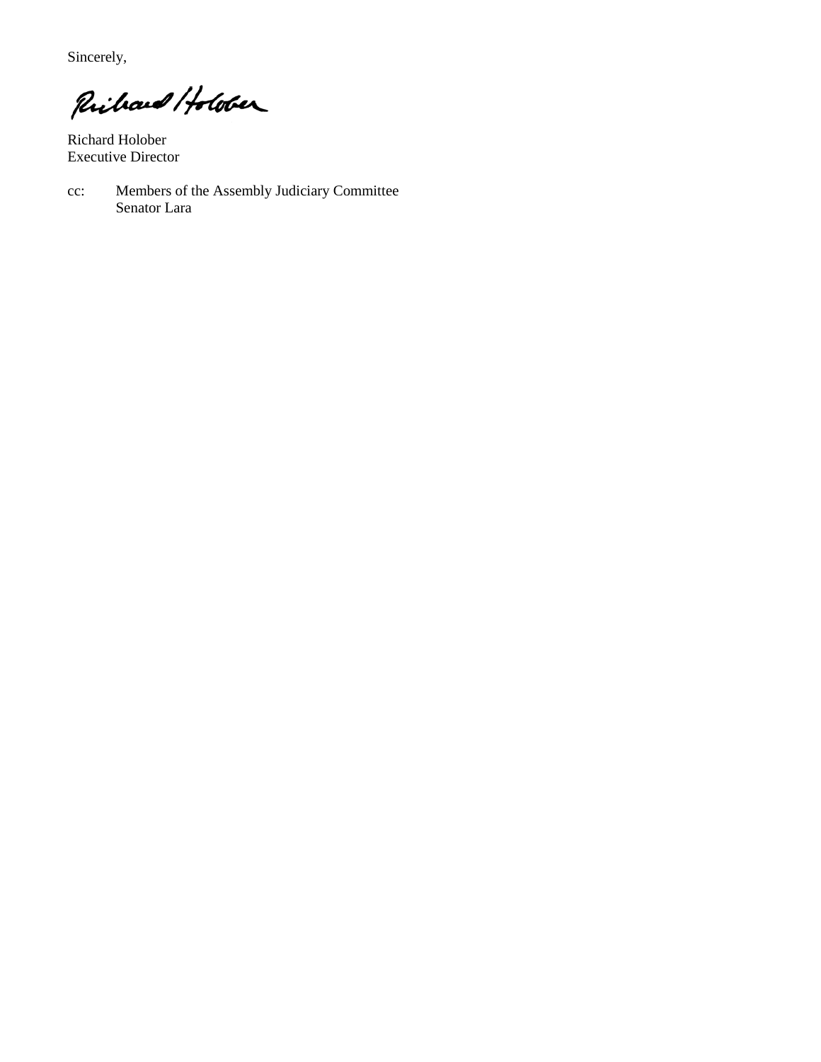Sincerely,

Richard Holober
Executive Director

cc: Members of the Assembly Judiciary Committee
Senator Lara